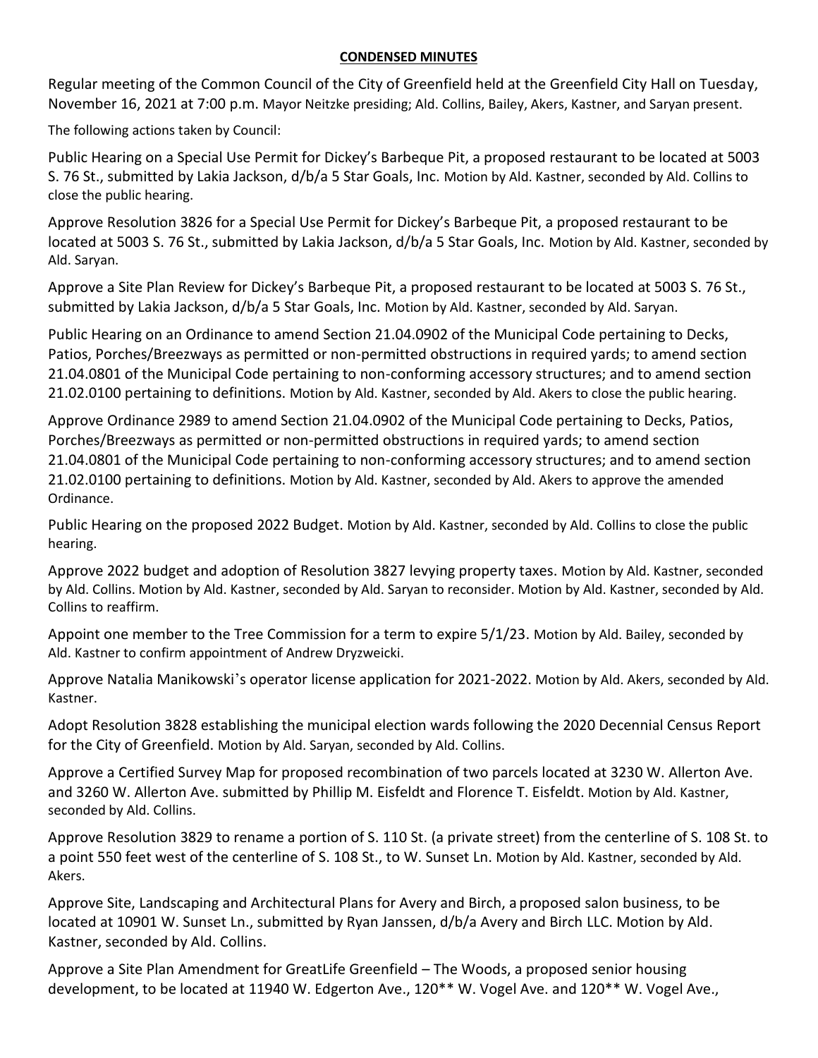**CONDENSED MINUTES**

Regular meeting of the Common Council of the City of Greenfield held at the Greenfield City Hall on Tuesday, November 16, 2021 at 7:00 p.m. Mayor Neitzke presiding; Ald. Collins, Bailey, Akers, Kastner, and Saryan present.

The following actions taken by Council:

Public Hearing on a Special Use Permit for Dickey's Barbeque Pit, a proposed restaurant to be located at 5003 S. 76 St., submitted by Lakia Jackson, d/b/a 5 Star Goals, Inc. Motion by Ald. Kastner, seconded by Ald. Collins to close the public hearing.

Approve Resolution 3826 for a Special Use Permit for Dickey's Barbeque Pit, a proposed restaurant to be located at 5003 S. 76 St., submitted by Lakia Jackson, d/b/a 5 Star Goals, Inc. Motion by Ald. Kastner, seconded by Ald. Saryan.

Approve a Site Plan Review for Dickey's Barbeque Pit, a proposed restaurant to be located at 5003 S. 76 St., submitted by Lakia Jackson, d/b/a 5 Star Goals, Inc. Motion by Ald. Kastner, seconded by Ald. Saryan.

Public Hearing on an Ordinance to amend Section 21.04.0902 of the Municipal Code pertaining to Decks, Patios, Porches/Breezways as permitted or non-permitted obstructions in required yards; to amend section 21.04.0801 of the Municipal Code pertaining to non-conforming accessory structures; and to amend section 21.02.0100 pertaining to definitions. Motion by Ald. Kastner, seconded by Ald. Akers to close the public hearing.

Approve Ordinance 2989 to amend Section 21.04.0902 of the Municipal Code pertaining to Decks, Patios, Porches/Breezways as permitted or non-permitted obstructions in required yards; to amend section 21.04.0801 of the Municipal Code pertaining to non-conforming accessory structures; and to amend section 21.02.0100 pertaining to definitions. Motion by Ald. Kastner, seconded by Ald. Akers to approve the amended Ordinance.

Public Hearing on the proposed 2022 Budget. Motion by Ald. Kastner, seconded by Ald. Collins to close the public hearing.

Approve 2022 budget and adoption of Resolution 3827 levying property taxes. Motion by Ald. Kastner, seconded by Ald. Collins. Motion by Ald. Kastner, seconded by Ald. Saryan to reconsider. Motion by Ald. Kastner, seconded by Ald. Collins to reaffirm.

Appoint one member to the Tree Commission for a term to expire 5/1/23. Motion by Ald. Bailey, seconded by Ald. Kastner to confirm appointment of Andrew Dryzweicki.

Approve Natalia Manikowski's operator license application for 2021-2022. Motion by Ald. Akers, seconded by Ald. Kastner.

Adopt Resolution 3828 establishing the municipal election wards following the 2020 Decennial Census Report for the City of Greenfield. Motion by Ald. Saryan, seconded by Ald. Collins.

Approve a Certified Survey Map for proposed recombination of two parcels located at 3230 W. Allerton Ave. and 3260 W. Allerton Ave. submitted by Phillip M. Eisfeldt and Florence T. Eisfeldt. Motion by Ald. Kastner, seconded by Ald. Collins.

Approve Resolution 3829 to rename a portion of S. 110 St. (a private street) from the centerline of S. 108 St. to a point 550 feet west of the centerline of S. 108 St., to W. Sunset Ln. Motion by Ald. Kastner, seconded by Ald. Akers.

Approve Site, Landscaping and Architectural Plans for Avery and Birch, a proposed salon business, to be located at 10901 W. Sunset Ln., submitted by Ryan Janssen, d/b/a Avery and Birch LLC. Motion by Ald. Kastner, seconded by Ald. Collins.

Approve a Site Plan Amendment for GreatLife Greenfield – The Woods, a proposed senior housing development, to be located at 11940 W. Edgerton Ave., 120** W. Vogel Ave. and 120** W. Vogel Ave.,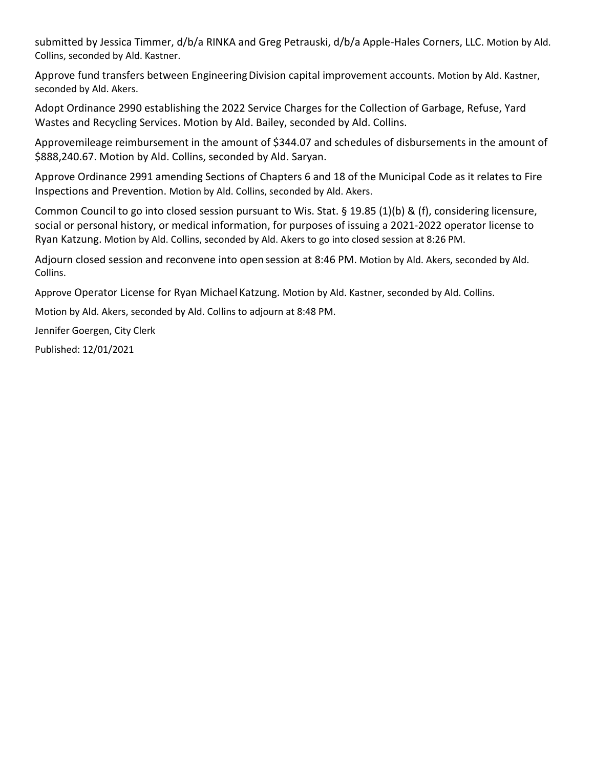submitted by Jessica Timmer, d/b/a RINKA and Greg Petrauski, d/b/a Apple-Hales Corners, LLC. Motion by Ald. Collins, seconded by Ald. Kastner.

Approve fund transfers between Engineering Division capital improvement accounts. Motion by Ald. Kastner, seconded by Ald. Akers.

Adopt Ordinance 2990 establishing the 2022 Service Charges for the Collection of Garbage, Refuse, Yard Wastes and Recycling Services. Motion by Ald. Bailey, seconded by Ald. Collins.

Approvemileage reimbursement in the amount of $344.07 and schedules of disbursements in the amount of $888,240.67. Motion by Ald. Collins, seconded by Ald. Saryan.

Approve Ordinance 2991 amending Sections of Chapters 6 and 18 of the Municipal Code as it relates to Fire Inspections and Prevention. Motion by Ald. Collins, seconded by Ald. Akers.

Common Council to go into closed session pursuant to Wis. Stat. § 19.85 (1)(b) & (f), considering licensure, social or personal history, or medical information, for purposes of issuing a 2021-2022 operator license to Ryan Katzung. Motion by Ald. Collins, seconded by Ald. Akers to go into closed session at 8:26 PM.

Adjourn closed session and reconvene into open session at 8:46 PM. Motion by Ald. Akers, seconded by Ald. Collins.

Approve Operator License for Ryan Michael Katzung. Motion by Ald. Kastner, seconded by Ald. Collins.

Motion by Ald. Akers, seconded by Ald. Collins to adjourn at 8:48 PM.

Jennifer Goergen, City Clerk

Published: 12/01/2021